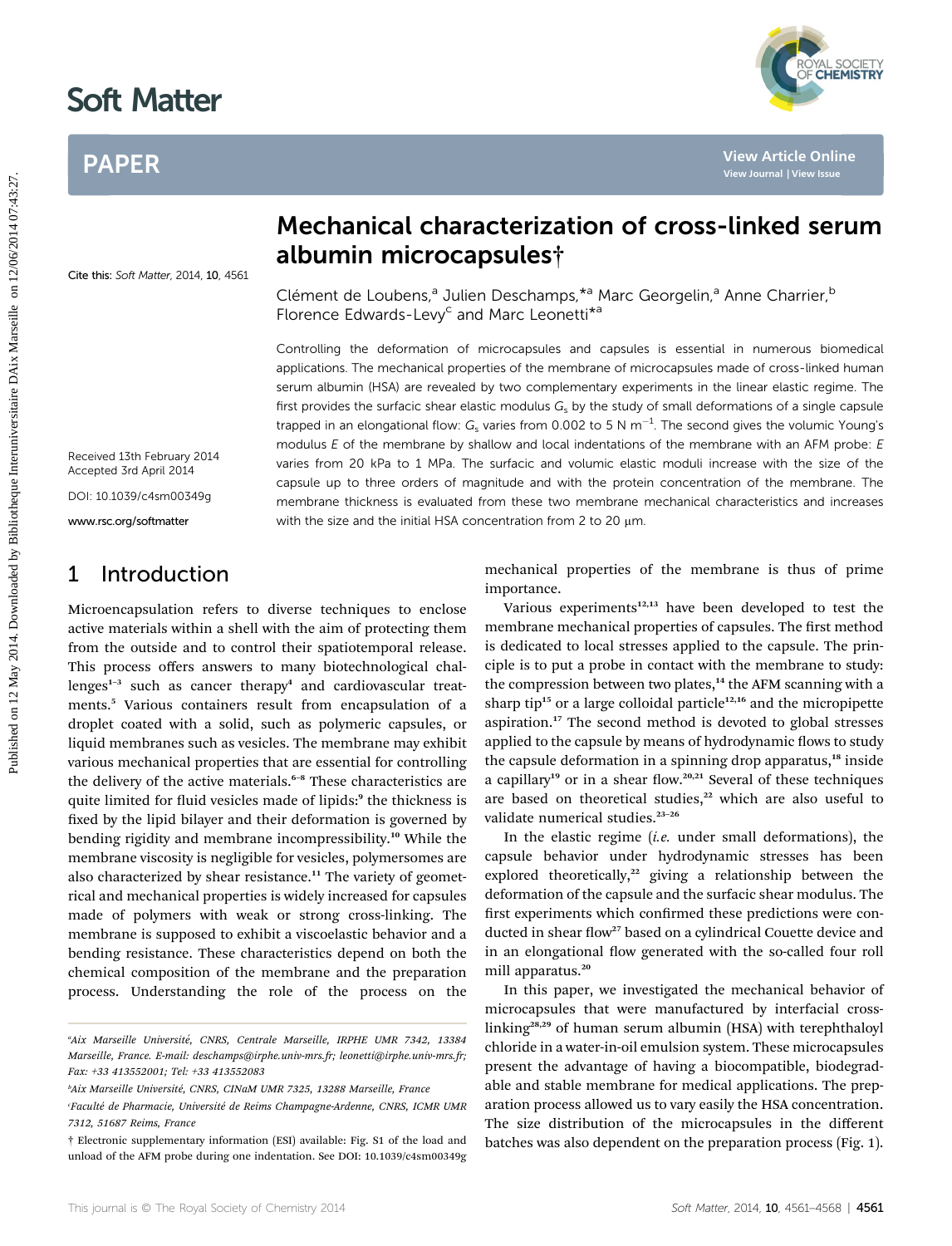# Soft Matter

## PAPER

# Mechanical characterization of cross-linked serum albumin microcapsules†

Cite this: *Soft Matter*, 2014, **10**, 4561

Clément de Loubens,[a] Julien Deschamps,*[a] Marc Georgelin,[a] Anne Charrier,[b] Florence Edwards-Levy[c] and Marc Leonetti*[a]

Received 13th February 2014
Accepted 3rd April 2014

DOI: 10.1039/c4sm00349g

www.rsc.org/softmatter

Controlling the deformation of microcapsules and capsules is essential in numerous biomedical applications. The mechanical properties of the membrane of microcapsules made of cross-linked human serum albumin (HSA) are revealed by two complementary experiments in the linear elastic regime. The first provides the surfacic shear elastic modulus $G_s$ by the study of small deformations of a single capsule trapped in an elongational flow: $G_s$ varies from 0.002 to 5 N m$^{-1}$. The second gives the volumic Young's modulus $E$ of the membrane by shallow and local indentations of the membrane with an AFM probe: $E$ varies from 20 kPa to 1 MPa. The surfacic and volumic elastic moduli increase with the size of the capsule up to three orders of magnitude and with the protein concentration of the membrane. The membrane thickness is evaluated from these two membrane mechanical characteristics and increases with the size and the initial HSA concentration from 2 to 20 μm.

## 1 Introduction

Microencapsulation refers to diverse techniques to enclose active materials within a shell with the aim of protecting them from the outside and to control their spatiotemporal release. This process offers answers to many biotechnological challenges[1–3] such as cancer therapy[4] and cardiovascular treatments.[5] Various containers result from encapsulation of a droplet coated with a solid, such as polymeric capsules, or liquid membranes such as vesicles. The membrane may exhibit various mechanical properties that are essential for controlling the delivery of the active materials.[6–8] These characteristics are quite limited for fluid vesicles made of lipids:[9] the thickness is fixed by the lipid bilayer and their deformation is governed by bending rigidity and membrane incompressibility.[10] While the membrane viscosity is negligible for vesicles, polymersomes are also characterized by shear resistance.[11] The variety of geometrical and mechanical properties is widely increased for capsules made of polymers with weak or strong cross-linking. The membrane is supposed to exhibit a viscoelastic behavior and a bending resistance. These characteristics depend on both the chemical composition of the membrane and the preparation process. Understanding the role of the process on the mechanical properties of the membrane is thus of prime importance.

Various experiments[12,13] have been developed to test the membrane mechanical properties of capsules. The first method is dedicated to local stresses applied to the capsule. The principle is to put a probe in contact with the membrane to study: the compression between two plates,[14] the AFM scanning with a sharp tip[15] or a large colloidal particle[12,16] and the micropipette aspiration.[17] The second method is devoted to global stresses applied to the capsule by means of hydrodynamic flows to study the capsule deformation in a spinning drop apparatus,[18] inside a capillary[19] or in a shear flow.[20,21] Several of these techniques are based on theoretical studies,[22] which are also useful to validate numerical studies.[23–26]

In the elastic regime (*i.e.* under small deformations), the capsule behavior under hydrodynamic stresses has been explored theoretically,[22] giving a relationship between the deformation of the capsule and the surfacic shear modulus. The first experiments which confirmed these predictions were conducted in shear flow[27] based on a cylindrical Couette device and in an elongational flow generated with the so-called four roll mill apparatus.[20]

In this paper, we investigated the mechanical behavior of microcapsules that were manufactured by interfacial cross-linking[28,29] of human serum albumin (HSA) with terephthaloyl chloride in a water-in-oil emulsion system. These microcapsules present the advantage of having a biocompatible, biodegradable and stable membrane for medical applications. The preparation process allowed us to vary easily the HSA concentration. The size distribution of the microcapsules in the different batches was also dependent on the preparation process (Fig. 1).

---

[a] Aix Marseille Université, CNRS, Centrale Marseille, IRPHE UMR 7342, 13384 Marseille, France. E-mail: deschamps@irphe.univ-mrs.fr; leonetti@irphe.univ-mrs.fr; Fax: +33 413552001; Tel: +33 413552083

[b] Aix Marseille Université, CNRS, CINaM UMR 7325, 13288 Marseille, France

[c] Faculté de Pharmacie, Université de Reims Champagne-Ardenne, CNRS, ICMR UMR 7312, 51687 Reims, France

† Electronic supplementary information (ESI) available: Fig. S1 of the load and unload of the AFM probe during one indentation. See DOI: 10.1039/c4sm00349g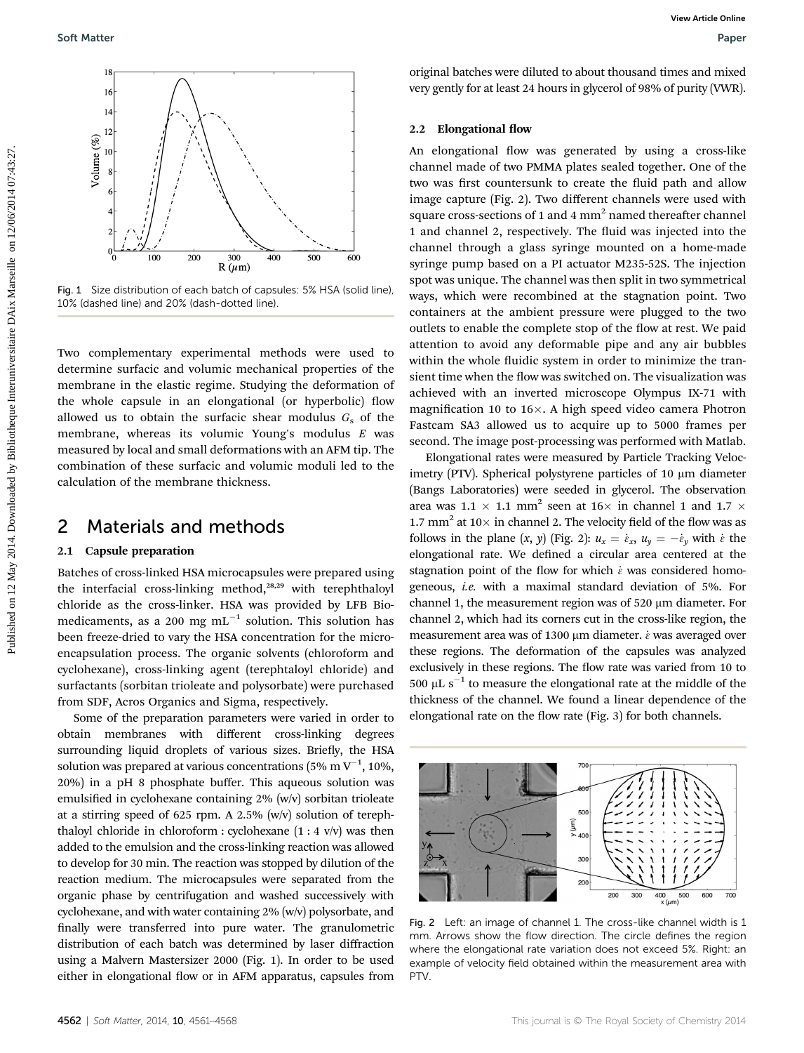Fig. 1 Size distribution of each batch of capsules: 5% HSA (solid line), 10% (dashed line) and 20% (dash-dotted line).

Two complementary experimental methods were used to determine surfacic and volumic mechanical properties of the membrane in the elastic regime. Studying the deformation of the whole capsule in an elongational (or hyperbolic) flow allowed us to obtain the surfacic shear modulus $G_s$ of the membrane, whereas its volumic Young's modulus $E$ was measured by local and small deformations with an AFM tip. The combination of these surfacic and volumic moduli led to the calculation of the membrane thickness.

## 2 Materials and methods

### 2.1 Capsule preparation

Batches of cross-linked HSA microcapsules were prepared using the interfacial cross-linking method,[28,29] with terephthaloyl chloride as the cross-linker. HSA was provided by LFB Biomedicaments, as a 200 mg mL$^{-1}$ solution. This solution has been freeze-dried to vary the HSA concentration for the microencapsulation process. The organic solvents (chloroform and cyclohexane), cross-linking agent (terephtaloyl chloride) and surfactants (sorbitan trioleate and polysorbate) were purchased from SDF, Acros Organics and Sigma, respectively.

Some of the preparation parameters were varied in order to obtain membranes with different cross-linking degrees surrounding liquid droplets of various sizes. Briefly, the HSA solution was prepared at various concentrations (5% m V$^{-1}$, 10%, 20%) in a pH 8 phosphate buffer. This aqueous solution was emulsified in cyclohexane containing 2% (w/v) sorbitan trioleate at a stirring speed of 625 rpm. A 2.5% (w/v) solution of terephthaloyl chloride in chloroform : cyclohexane (1 : 4 v/v) was then added to the emulsion and the cross-linking reaction was allowed to develop for 30 min. The reaction was stopped by dilution of the reaction medium. The microcapsules were separated from the organic phase by centrifugation and washed successively with cyclohexane, and with water containing 2% (w/v) polysorbate, and finally were transferred into pure water. The granulometric distribution of each batch was determined by laser diffraction using a Malvern Mastersizer 2000 (Fig. 1). In order to be used either in elongational flow or in AFM apparatus, capsules from original batches were diluted to about thousand times and mixed very gently for at least 24 hours in glycerol of 98% of purity (VWR).

### 2.2 Elongational flow

An elongational flow was generated by using a cross-like channel made of two PMMA plates sealed together. One of the two was first countersunk to create the fluid path and allow image capture (Fig. 2). Two different channels were used with square cross-sections of 1 and 4 mm$^2$ named thereafter channel 1 and channel 2, respectively. The fluid was injected into the channel through a glass syringe mounted on a home-made syringe pump based on a PI actuator M235-52S. The injection spot was unique. The channel was then split in two symmetrical ways, which were recombined at the stagnation point. Two containers at the ambient pressure were plugged to the two outlets to enable the complete stop of the flow at rest. We paid attention to avoid any deformable pipe and any air bubbles within the whole fluidic system in order to minimize the transient time when the flow was switched on. The visualization was achieved with an inverted microscope Olympus IX-71 with magnification 10 to 16×. A high speed video camera Photron Fastcam SA3 allowed us to acquire up to 5000 frames per second. The image post-processing was performed with Matlab.

Elongational rates were measured by Particle Tracking Velocimetry (PTV). Spherical polystyrene particles of 10 μm diameter (Bangs Laboratories) were seeded in glycerol. The observation area was 1.1 × 1.1 mm$^2$ seen at 16× in channel 1 and 1.7 × 1.7 mm$^2$ at 10× in channel 2. The velocity field of the flow was as follows in the plane $(x, y)$ (Fig. 2): $u_x = \dot{\varepsilon}_x$, $u_y = -\dot{\varepsilon}_y$ with $\dot{\varepsilon}$ the elongational rate. We defined a circular area centered at the stagnation point of the flow for which $\dot{\varepsilon}$ was considered homogeneous, *i.e.* with a maximal standard deviation of 5%. For channel 1, the measurement region was of 520 μm diameter. For channel 2, which had its corners cut in the cross-like region, the measurement area was of 1300 μm diameter. $\dot{\varepsilon}$ was averaged over these regions. The deformation of the capsules was analyzed exclusively in these regions. The flow rate was varied from 10 to 500 μL s$^{-1}$ to measure the elongational rate at the middle of the thickness of the channel. We found a linear dependence of the elongational rate on the flow rate (Fig. 3) for both channels.

Fig. 2 Left: an image of channel 1. The cross-like channel width is 1 mm. Arrows show the flow direction. The circle defines the region where the elongational rate variation does not exceed 5%. Right: an example of velocity field obtained within the measurement area with PTV.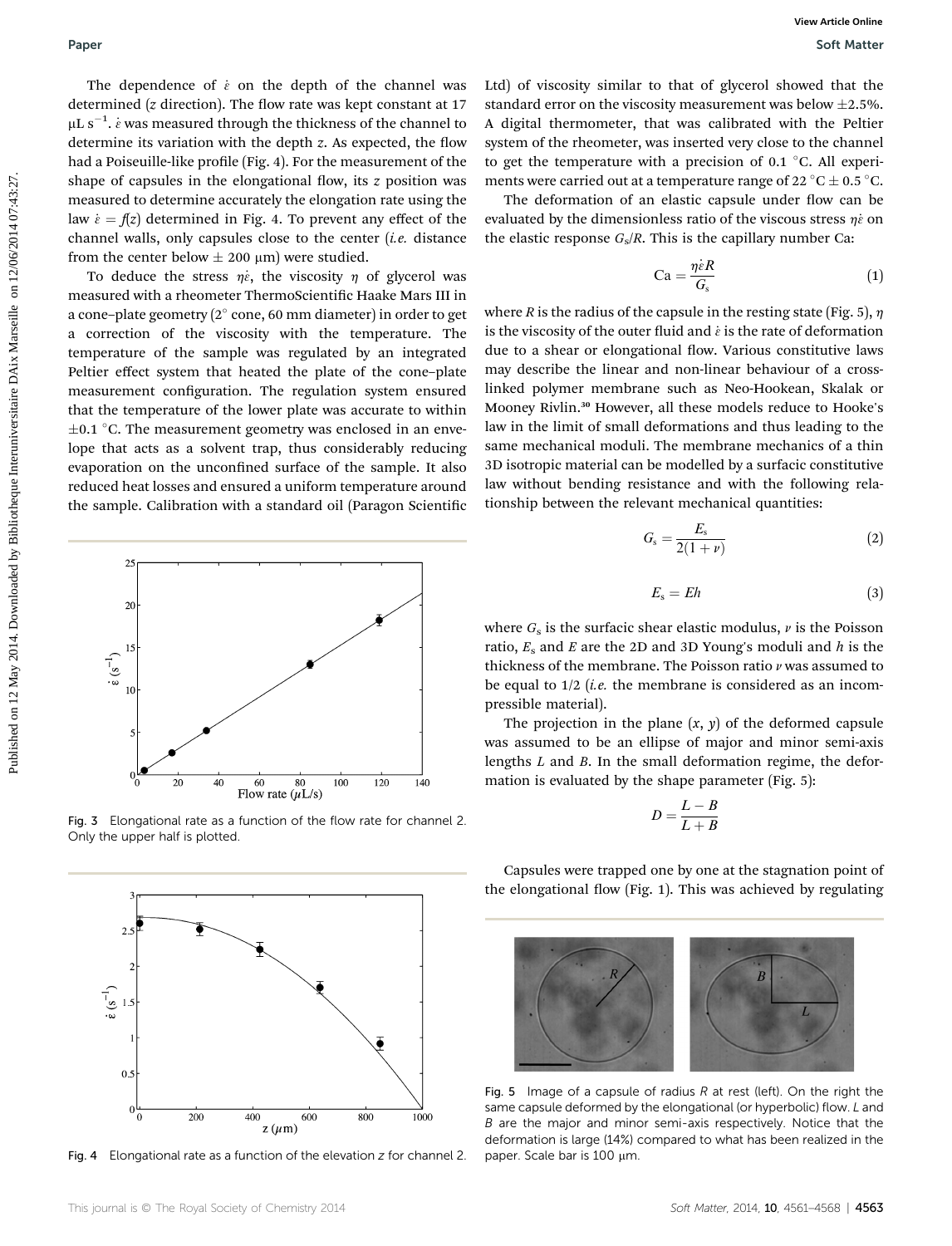The dependence of $\dot{\varepsilon}$ on the depth of the channel was determined ($z$ direction). The flow rate was kept constant at 17 μL s$^{-1}$. $\dot{\varepsilon}$ was measured through the thickness of the channel to determine its variation with the depth $z$. As expected, the flow had a Poiseuille-like profile (Fig. 4). For the measurement of the shape of capsules in the elongational flow, its $z$ position was measured to determine accurately the elongation rate using the law $\dot{\varepsilon} = f(z)$ determined in Fig. 4. To prevent any effect of the channel walls, only capsules close to the center (*i.e.* distance from the center below ± 200 μm) were studied.

To deduce the stress $\eta\dot{\varepsilon}$, the viscosity $\eta$ of glycerol was measured with a rheometer ThermoScientific Haake Mars III in a cone–plate geometry (2° cone, 60 mm diameter) in order to get a correction of the viscosity with the temperature. The temperature of the sample was regulated by an integrated Peltier effect system that heated the plate of the cone–plate measurement configuration. The regulation system ensured that the temperature of the lower plate was accurate to within ±0.1 °C. The measurement geometry was enclosed in an envelope that acts as a solvent trap, thus considerably reducing evaporation on the unconfined surface of the sample. It also reduced heat losses and ensured a uniform temperature around the sample. Calibration with a standard oil (Paragon Scientific Ltd) of viscosity similar to that of glycerol showed that the standard error on the viscosity measurement was below ±2.5%. A digital thermometer, that was calibrated with the Peltier system of the rheometer, was inserted very close to the channel to get the temperature with a precision of 0.1 °C. All experiments were carried out at a temperature range of 22 °C ± 0.5 °C.

Fig. 3 Elongational rate as a function of the flow rate for channel 2. Only the upper half is plotted.

Fig. 4 Elongational rate as a function of the elevation $z$ for channel 2.

The deformation of an elastic capsule under flow can be evaluated by the dimensionless ratio of the viscous stress $\eta\dot{\varepsilon}$ on the elastic response $G_s/R$. This is the capillary number Ca:

$$\mathrm{Ca} = \frac{\eta\dot{\varepsilon}R}{G_s} \tag{1}$$

where $R$ is the radius of the capsule in the resting state (Fig. 5), $\eta$ is the viscosity of the outer fluid and $\dot{\varepsilon}$ is the rate of deformation due to a shear or elongational flow. Various constitutive laws may describe the linear and non-linear behaviour of a cross-linked polymer membrane such as Neo-Hookean, Skalak or Mooney Rivlin.[30] However, all these models reduce to Hooke's law in the limit of small deformations and thus leading to the same mechanical moduli. The membrane mechanics of a thin 3D isotropic material can be modelled by a surfacic constitutive law without bending resistance and with the following relationship between the relevant mechanical quantities:

$$G_s = \frac{E_s}{2(1+\nu)} \tag{2}$$

$$E_s = Eh \tag{3}$$

where $G_s$ is the surfacic shear elastic modulus, $\nu$ is the Poisson ratio, $E_s$ and $E$ are the 2D and 3D Young's moduli and $h$ is the thickness of the membrane. The Poisson ratio $\nu$ was assumed to be equal to 1/2 (*i.e.* the membrane is considered as an incompressible material).

The projection in the plane ($x$, $y$) of the deformed capsule was assumed to be an ellipse of major and minor semi-axis lengths $L$ and $B$. In the small deformation regime, the deformation is evaluated by the shape parameter (Fig. 5):

$$D = \frac{L-B}{L+B}$$

Capsules were trapped one by one at the stagnation point of the elongational flow (Fig. 1). This was achieved by regulating

Fig. 5 Image of a capsule of radius $R$ at rest (left). On the right the same capsule deformed by the elongational (or hyperbolic) flow. $L$ and $B$ are the major and minor semi-axis respectively. Notice that the deformation is large (14%) compared to what has been realized in the paper. Scale bar is 100 μm.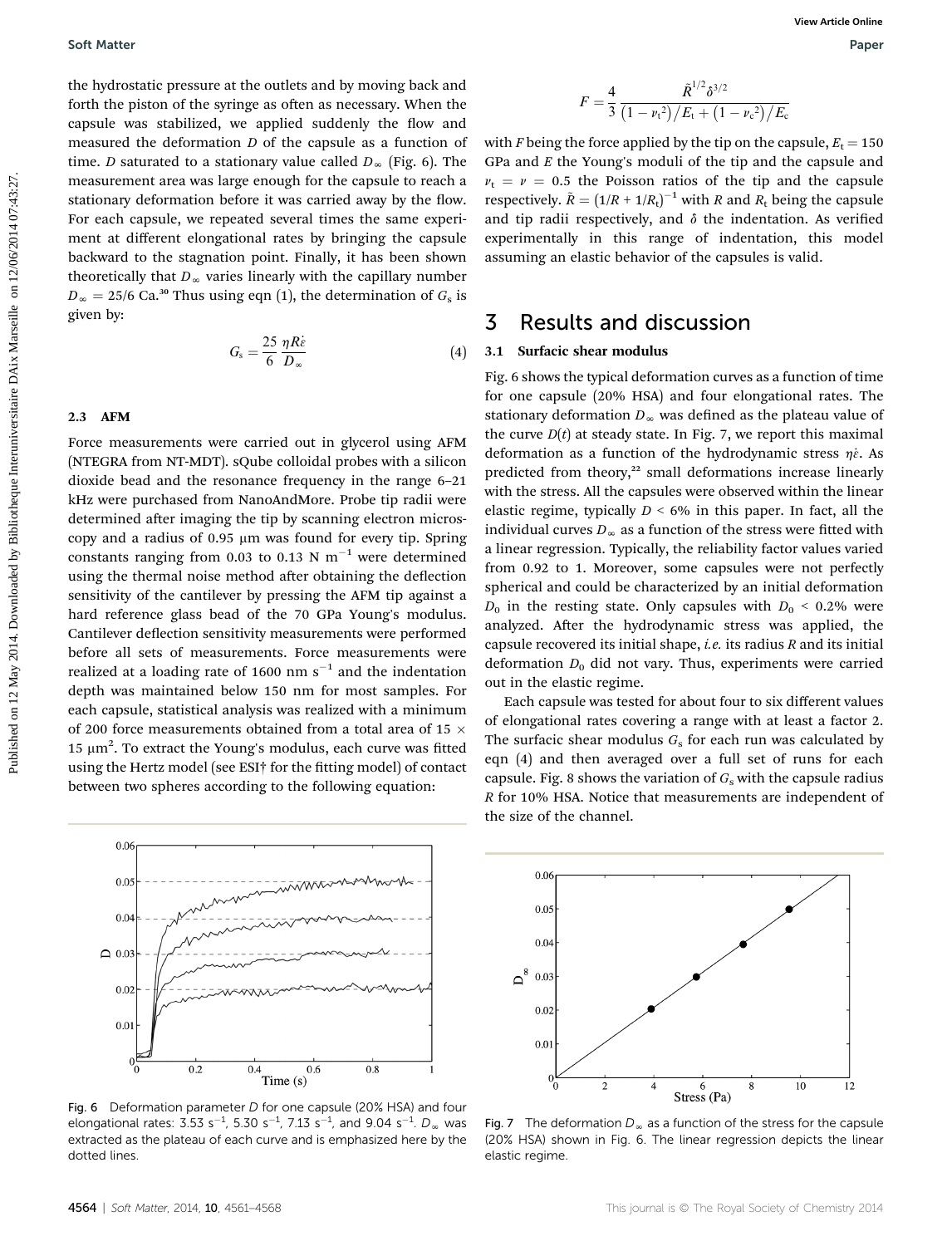the hydrostatic pressure at the outlets and by moving back and forth the piston of the syringe as often as necessary. When the capsule was stabilized, we applied suddenly the flow and measured the deformation $D$ of the capsule as a function of time. $D$ saturated to a stationary value called $D_\infty$ (Fig. 6). The measurement area was large enough for the capsule to reach a stationary deformation before it was carried away by the flow. For each capsule, we repeated several times the same experiment at different elongational rates by bringing the capsule backward to the stagnation point. Finally, it has been shown theoretically that $D_\infty$ varies linearly with the capillary number $D_\infty = 25/6\ \mathrm{Ca}$.[30] Thus using eqn (1), the determination of $G_s$ is given by:

$$G_s = \frac{25}{6}\frac{\eta R \dot{\varepsilon}}{D_\infty} \tag{4}$$

### 2.3 AFM

Force measurements were carried out in glycerol using AFM (NTEGRA from NT-MDT). sQube colloidal probes with a silicon dioxide bead and the resonance frequency in the range 6–21 kHz were purchased from NanoAndMore. Probe tip radii were determined after imaging the tip by scanning electron microscopy and a radius of 0.95 μm was found for every tip. Spring constants ranging from 0.03 to 0.13 N m$^{-1}$ were determined using the thermal noise method after obtaining the deflection sensitivity of the cantilever by pressing the AFM tip against a hard reference glass bead of the 70 GPa Young's modulus. Cantilever deflection sensitivity measurements were performed before all sets of measurements. Force measurements were realized at a loading rate of 1600 nm s$^{-1}$ and the indentation depth was maintained below 150 nm for most samples. For each capsule, statistical analysis was realized with a minimum of 200 force measurements obtained from a total area of 15 × 15 μm$^2$. To extract the Young's modulus, each curve was fitted using the Hertz model (see ESI† for the fitting model) of contact between two spheres according to the following equation:

$$F = \frac{4}{3}\frac{\tilde{R}^{1/2}\delta^{3/2}}{\left(1-\nu_t^2\right)/E_t + \left(1-\nu_c^2\right)/E_c}$$

with $F$ being the force applied by the tip on the capsule, $E_t = 150$ GPa and $E$ the Young's moduli of the tip and the capsule and $\nu_t = \nu = 0.5$ the Poisson ratios of the tip and the capsule respectively. $\tilde{R} = (1/R + 1/R_t)^{-1}$ with $R$ and $R_t$ being the capsule and tip radii respectively, and $\delta$ the indentation. As verified experimentally in this range of indentation, this model assuming an elastic behavior of the capsules is valid.

## 3 Results and discussion

### 3.1 Surfacic shear modulus

Fig. 6 shows the typical deformation curves as a function of time for one capsule (20% HSA) and four elongational rates. The stationary deformation $D_\infty$ was defined as the plateau value of the curve $D(t)$ at steady state. In Fig. 7, we report this maximal deformation as a function of the hydrodynamic stress $\eta\dot{\varepsilon}$. As predicted from theory,[22] small deformations increase linearly with the stress. All the capsules were observed within the linear elastic regime, typically $D < 6\%$ in this paper. In fact, all the individual curves $D_\infty$ as a function of the stress were fitted with a linear regression. Typically, the reliability factor values varied from 0.92 to 1. Moreover, some capsules were not perfectly spherical and could be characterized by an initial deformation $D_0$ in the resting state. Only capsules with $D_0 < 0.2\%$ were analyzed. After the hydrodynamic stress was applied, the capsule recovered its initial shape, *i.e.* its radius $R$ and its initial deformation $D_0$ did not vary. Thus, experiments were carried out in the elastic regime.

Each capsule was tested for about four to six different values of elongational rates covering a range with at least a factor 2. The surfacic shear modulus $G_s$ for each run was calculated by eqn (4) and then averaged over a full set of runs for each capsule. Fig. 8 shows the variation of $G_s$ with the capsule radius $R$ for 10% HSA. Notice that measurements are independent of the size of the channel.

Fig. 6 Deformation parameter $D$ for one capsule (20% HSA) and four elongational rates: 3.53 s$^{-1}$, 5.30 s$^{-1}$, 7.13 s$^{-1}$, and 9.04 s$^{-1}$. $D_\infty$ was extracted as the plateau of each curve and is emphasized here by the dotted lines.

Fig. 7 The deformation $D_\infty$ as a function of the stress for the capsule (20% HSA) shown in Fig. 6. The linear regression depicts the linear elastic regime.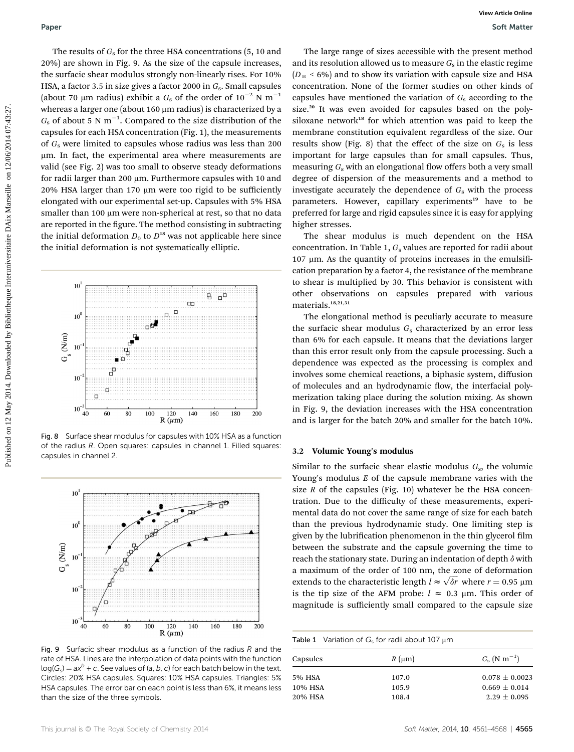The results of $G_s$ for the three HSA concentrations (5, 10 and 20%) are shown in Fig. 9. As the size of the capsule increases, the surfacic shear modulus strongly non-linearly rises. For 10% HSA, a factor 3.5 in size gives a factor 2000 in $G_s$. Small capsules (about 70 μm radius) exhibit a $G_s$ of the order of $10^{-2}$ N m$^{-1}$ whereas a larger one (about 160 μm radius) is characterized by a $G_s$ of about 5 N m$^{-1}$. Compared to the size distribution of the capsules for each HSA concentration (Fig. 1), the measurements of $G_s$ were limited to capsules whose radius was less than 200 μm. In fact, the experimental area where measurements are valid (see Fig. 2) was too small to observe steady deformations for radii larger than 200 μm. Furthermore capsules with 10 and 20% HSA larger than 170 μm were too rigid to be sufficiently elongated with our experimental set-up. Capsules with 5% HSA smaller than 100 μm were non-spherical at rest, so that no data are reported in the figure. The method consisting in subtracting the initial deformation $D_0$ to $D$[18] was not applicable here since the initial deformation is not systematically elliptic.

Fig. 8 Surface shear modulus for capsules with 10% HSA as a function of the radius $R$. Open squares: capsules in channel 1. Filled squares: capsules in channel 2.

Fig. 9 Surfacic shear modulus as a function of the radius $R$ and the rate of HSA. Lines are the interpolation of data points with the function $\log(G_s) = ax^b + c$. See values of $(a, b, c)$ for each batch below in the text. Circles: 20% HSA capsules. Squares: 10% HSA capsules. Triangles: 5% HSA capsules. The error bar on each point is less than 6%, it means less than the size of the three symbols.

The large range of sizes accessible with the present method and its resolution allowed us to measure $G_s$ in the elastic regime ($D_\infty < 6\%$) and to show its variation with capsule size and HSA concentration. None of the former studies on other kinds of capsules have mentioned the variation of $G_s$ according to the size.[20] It was even avoided for capsules based on the polysiloxane network[18] for which attention was paid to keep the membrane constitution equivalent regardless of the size. Our results show (Fig. 8) that the effect of the size on $G_s$ is less important for large capsules than for small capsules. Thus, measuring $G_s$ with an elongational flow offers both a very small degree of dispersion of the measurements and a method to investigate accurately the dependence of $G_s$ with the process parameters. However, capillary experiments[19] have to be preferred for large and rigid capsules since it is easy for applying higher stresses.

The shear modulus is much dependent on the HSA concentration. In Table 1, $G_s$ values are reported for radii about 107 μm. As the quantity of proteins increases in the emulsification preparation by a factor 4, the resistance of the membrane to shear is multiplied by 30. This behavior is consistent with other observations on capsules prepared with various materials.[18,21,31]

The elongational method is peculiarly accurate to measure the surfacic shear modulus $G_s$ characterized by an error less than 6% for each capsule. It means that the deviations larger than this error result only from the capsule processing. Such a dependence was expected as the processing is complex and involves some chemical reactions, a biphasic system, diffusion of molecules and an hydrodynamic flow, the interfacial polymerization taking place during the solution mixing. As shown in Fig. 9, the deviation increases with the HSA concentration and is larger for the batch 20% and smaller for the batch 10%.

### 3.2 Volumic Young's modulus

Similar to the surfacic shear elastic modulus $G_s$, the volumic Young's modulus $E$ of the capsule membrane varies with the size $R$ of the capsules (Fig. 10) whatever be the HSA concentration. Due to the difficulty of these measurements, experimental data do not cover the same range of size for each batch than the previous hydrodynamic study. One limiting step is given by the lubrification phenomenon in the thin glycerol film between the substrate and the capsule governing the time to reach the stationary state. During an indentation of depth $\delta$ with a maximum of the order of 100 nm, the zone of deformation extends to the characteristic length $l \approx \sqrt{\delta r}$ where $r = 0.95$ μm is the tip size of the AFM probe: $l \approx 0.3$ μm. This order of magnitude is sufficiently small compared to the capsule size

Table 1 Variation of $G_s$ for radii about 107 μm

| Capsules | $R$ (μm) | $G_s$ (N m$^{-1}$) |
|---|---|---|
| 5% HSA | 107.0 | $0.078 \pm 0.0023$ |
| 10% HSA | 105.9 | $0.669 \pm 0.014$ |
| 20% HSA | 108.4 | $2.29 \pm 0.095$ |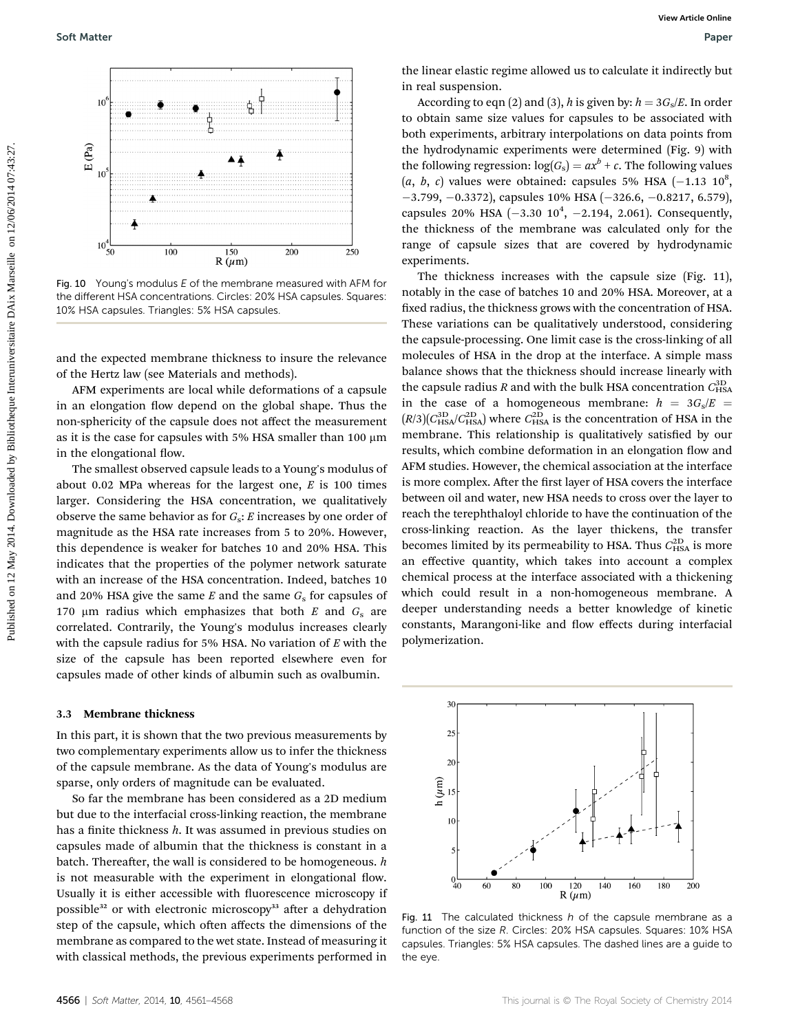Fig. 10 Young's modulus $E$ of the membrane measured with AFM for the different HSA concentrations. Circles: 20% HSA capsules. Squares: 10% HSA capsules. Triangles: 5% HSA capsules.

and the expected membrane thickness to insure the relevance of the Hertz law (see Materials and methods).

AFM experiments are local while deformations of a capsule in an elongation flow depend on the global shape. Thus the non-sphericity of the capsule does not affect the measurement as it is the case for capsules with 5% HSA smaller than 100 μm in the elongational flow.

The smallest observed capsule leads to a Young's modulus of about 0.02 MPa whereas for the largest one, $E$ is 100 times larger. Considering the HSA concentration, we qualitatively observe the same behavior as for $G_s$: $E$ increases by one order of magnitude as the HSA rate increases from 5 to 20%. However, this dependence is weaker for batches 10 and 20% HSA. This indicates that the properties of the polymer network saturate with an increase of the HSA concentration. Indeed, batches 10 and 20% HSA give the same $E$ and the same $G_s$ for capsules of 170 μm radius which emphasizes that both $E$ and $G_s$ are correlated. Contrarily, the Young's modulus increases clearly with the capsule radius for 5% HSA. No variation of $E$ with the size of the capsule has been reported elsewhere even for capsules made of other kinds of albumin such as ovalbumin.

### 3.3 Membrane thickness

In this part, it is shown that the two previous measurements by two complementary experiments allow us to infer the thickness of the capsule membrane. As the data of Young's modulus are sparse, only orders of magnitude can be evaluated.

So far the membrane has been considered as a 2D medium but due to the interfacial cross-linking reaction, the membrane has a finite thickness $h$. It was assumed in previous studies on capsules made of albumin that the thickness is constant in a batch. Thereafter, the wall is considered to be homogeneous. $h$ is not measurable with the experiment in elongational flow. Usually it is either accessible with fluorescence microscopy if possible[32] or with electronic microscopy[33] after a dehydration step of the capsule, which often affects the dimensions of the membrane as compared to the wet state. Instead of measuring it with classical methods, the previous experiments performed in the linear elastic regime allowed us to calculate it indirectly but in real suspension.

According to eqn (2) and (3), $h$ is given by: $h = 3G_s/E$. In order to obtain same size values for capsules to be associated with both experiments, arbitrary interpolations on data points from the hydrodynamic experiments were determined (Fig. 9) with the following regression: $\log(G_s) = ax^b + c$. The following values ($a$, $b$, $c$) values were obtained: capsules 5% HSA ($-1.13\ 10^8$, $-3.799$, $-0.3372$), capsules 10% HSA ($-326.6$, $-0.8217$, $6.579$), capsules 20% HSA ($-3.30\ 10^4$, $-2.194$, $2.061$). Consequently, the thickness of the membrane was calculated only for the range of capsule sizes that are covered by hydrodynamic experiments.

The thickness increases with the capsule size (Fig. 11), notably in the case of batches 10 and 20% HSA. Moreover, at a fixed radius, the thickness grows with the concentration of HSA. These variations can be qualitatively understood, considering the capsule-processing. One limit case is the cross-linking of all molecules of HSA in the drop at the interface. A simple mass balance shows that the thickness should increase linearly with the capsule radius $R$ and with the bulk HSA concentration $C_{\mathrm{HSA}}^{\mathrm{3D}}$ in the case of a homogeneous membrane: $h = 3G_s/E = (R/3)(C_{\mathrm{HSA}}^{\mathrm{3D}}/C_{\mathrm{HSA}}^{\mathrm{2D}})$ where $C_{\mathrm{HSA}}^{\mathrm{2D}}$ is the concentration of HSA in the membrane. This relationship is qualitatively satisfied by our results, which combine deformation in an elongation flow and AFM studies. However, the chemical association at the interface is more complex. After the first layer of HSA covers the interface between oil and water, new HSA needs to cross over the layer to reach the terephthaloyl chloride to have the continuation of the cross-linking reaction. As the layer thickens, the transfer becomes limited by its permeability to HSA. Thus $C_{\mathrm{HSA}}^{\mathrm{2D}}$ is more an effective quantity, which takes into account a complex chemical process at the interface associated with a thickening which could result in a non-homogeneous membrane. A deeper understanding needs a better knowledge of kinetic constants, Marangoni-like and flow effects during interfacial polymerization.

Fig. 11 The calculated thickness $h$ of the capsule membrane as a function of the size $R$. Circles: 20% HSA capsules. Squares: 10% HSA capsules. Triangles: 5% HSA capsules. The dashed lines are a guide to the eye.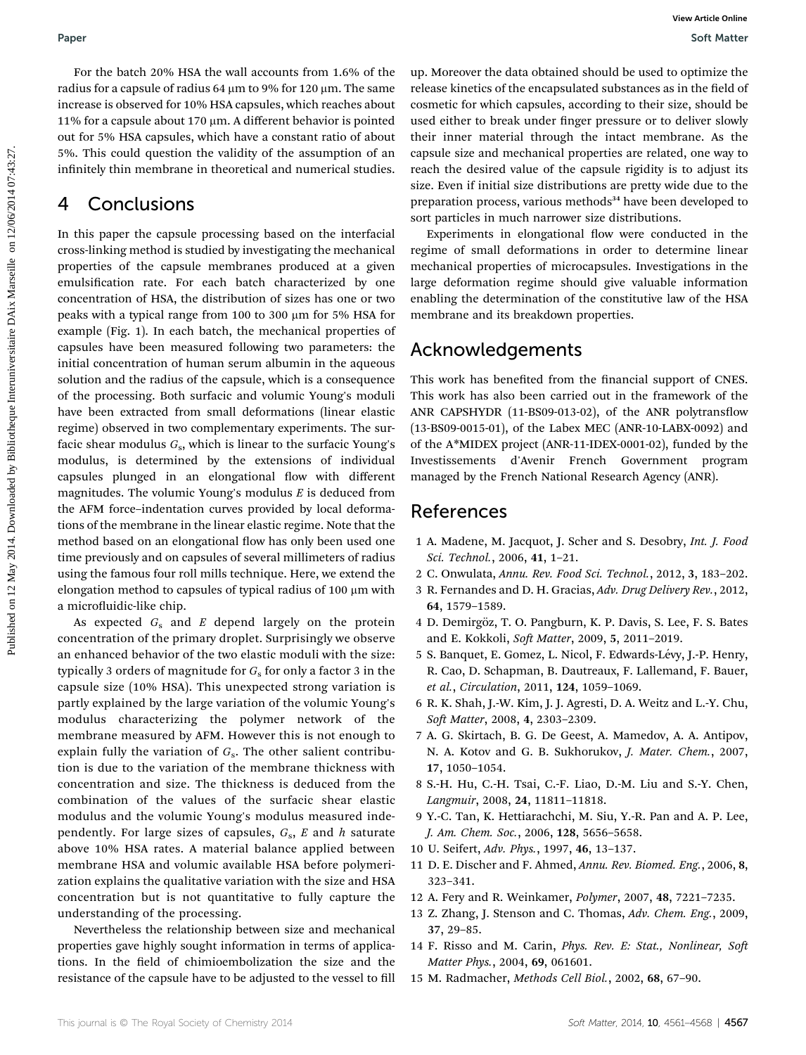For the batch 20% HSA the wall accounts from 1.6% of the radius for a capsule of radius 64 μm to 9% for 120 μm. The same increase is observed for 10% HSA capsules, which reaches about 11% for a capsule about 170 μm. A different behavior is pointed out for 5% HSA capsules, which have a constant ratio of about 5%. This could question the validity of the assumption of an infinitely thin membrane in theoretical and numerical studies.

## 4 Conclusions

In this paper the capsule processing based on the interfacial cross-linking method is studied by investigating the mechanical properties of the capsule membranes produced at a given emulsification rate. For each batch characterized by one concentration of HSA, the distribution of sizes has one or two peaks with a typical range from 100 to 300 μm for 5% HSA for example (Fig. 1). In each batch, the mechanical properties of capsules have been measured following two parameters: the initial concentration of human serum albumin in the aqueous solution and the radius of the capsule, which is a consequence of the processing. Both surfacic and volumic Young's moduli have been extracted from small deformations (linear elastic regime) observed in two complementary experiments. The surfacic shear modulus $G_s$, which is linear to the surfacic Young's modulus, is determined by the extensions of individual capsules plunged in an elongational flow with different magnitudes. The volumic Young's modulus $E$ is deduced from the AFM force–indentation curves provided by local deformations of the membrane in the linear elastic regime. Note that the method based on an elongational flow has only been used one time previously and on capsules of several millimeters of radius using the famous four roll mills technique. Here, we extend the elongation method to capsules of typical radius of 100 μm with a microfluidic-like chip.

As expected $G_s$ and $E$ depend largely on the protein concentration of the primary droplet. Surprisingly we observe an enhanced behavior of the two elastic moduli with the size: typically 3 orders of magnitude for $G_s$ for only a factor 3 in the capsule size (10% HSA). This unexpected strong variation is partly explained by the large variation of the volumic Young's modulus characterizing the polymer network of the membrane measured by AFM. However this is not enough to explain fully the variation of $G_s$. The other salient contribution is due to the variation of the membrane thickness with concentration and size. The thickness is deduced from the combination of the values of the surfacic shear elastic modulus and the volumic Young's modulus measured independently. For large sizes of capsules, $G_s$, $E$ and $h$ saturate above 10% HSA rates. A material balance applied between membrane HSA and volumic available HSA before polymerization explains the qualitative variation with the size and HSA concentration but is not quantitative to fully capture the understanding of the processing.

Nevertheless the relationship between size and mechanical properties gave highly sought information in terms of applications. In the field of chimioembolization the size and the resistance of the capsule have to be adjusted to the vessel to fill up. Moreover the data obtained should be used to optimize the release kinetics of the encapsulated substances as in the field of cosmetic for which capsules, according to their size, should be used either to break under finger pressure or to deliver slowly their inner material through the intact membrane. As the capsule size and mechanical properties are related, one way to reach the desired value of the capsule rigidity is to adjust its size. Even if initial size distributions are pretty wide due to the preparation process, various methods[34] have been developed to sort particles in much narrower size distributions.

Experiments in elongational flow were conducted in the regime of small deformations in order to determine linear mechanical properties of microcapsules. Investigations in the large deformation regime should give valuable information enabling the determination of the constitutive law of the HSA membrane and its breakdown properties.

## Acknowledgements

This work has benefited from the financial support of CNES. This work has also been carried out in the framework of the ANR CAPSHYDR (11-BS09-013-02), of the ANR polytransflow (13-BS09-0015-01), of the Labex MEC (ANR-10-LABX-0092) and of the A*MIDEX project (ANR-11-IDEX-0001-02), funded by the Investissements d'Avenir French Government program managed by the French National Research Agency (ANR).

## References

1 A. Madene, M. Jacquot, J. Scher and S. Desobry, *Int. J. Food Sci. Technol.*, 2006, **41**, 1–21.
2 C. Onwulata, *Annu. Rev. Food Sci. Technol.*, 2012, **3**, 183–202.
3 R. Fernandes and D. H. Gracias, *Adv. Drug Delivery Rev.*, 2012, **64**, 1579–1589.
4 D. Demirgöz, T. O. Pangburn, K. P. Davis, S. Lee, F. S. Bates and E. Kokkoli, *Soft Matter*, 2009, **5**, 2011–2019.
5 S. Banquet, E. Gomez, L. Nicol, F. Edwards-Lévy, J.-P. Henry, R. Cao, D. Schapman, B. Dautreaux, F. Lallemand, F. Bauer, *et al.*, *Circulation*, 2011, **124**, 1059–1069.
6 R. K. Shah, J.-W. Kim, J. J. Agresti, D. A. Weitz and L.-Y. Chu, *Soft Matter*, 2008, **4**, 2303–2309.
7 A. G. Skirtach, B. G. De Geest, A. Mamedov, A. A. Antipov, N. A. Kotov and G. B. Sukhorukov, *J. Mater. Chem.*, 2007, **17**, 1050–1054.
8 S.-H. Hu, C.-H. Tsai, C.-F. Liao, D.-M. Liu and S.-Y. Chen, *Langmuir*, 2008, **24**, 11811–11818.
9 Y.-C. Tan, K. Hettiarachchi, M. Siu, Y.-R. Pan and A. P. Lee, *J. Am. Chem. Soc.*, 2006, **128**, 5656–5658.
10 U. Seifert, *Adv. Phys.*, 1997, **46**, 13–137.
11 D. E. Discher and F. Ahmed, *Annu. Rev. Biomed. Eng.*, 2006, **8**, 323–341.
12 A. Fery and R. Weinkamer, *Polymer*, 2007, **48**, 7221–7235.
13 Z. Zhang, J. Stenson and C. Thomas, *Adv. Chem. Eng.*, 2009, **37**, 29–85.
14 F. Risso and M. Carin, *Phys. Rev. E: Stat., Nonlinear, Soft Matter Phys.*, 2004, **69**, 061601.
15 M. Radmacher, *Methods Cell Biol.*, 2002, **68**, 67–90.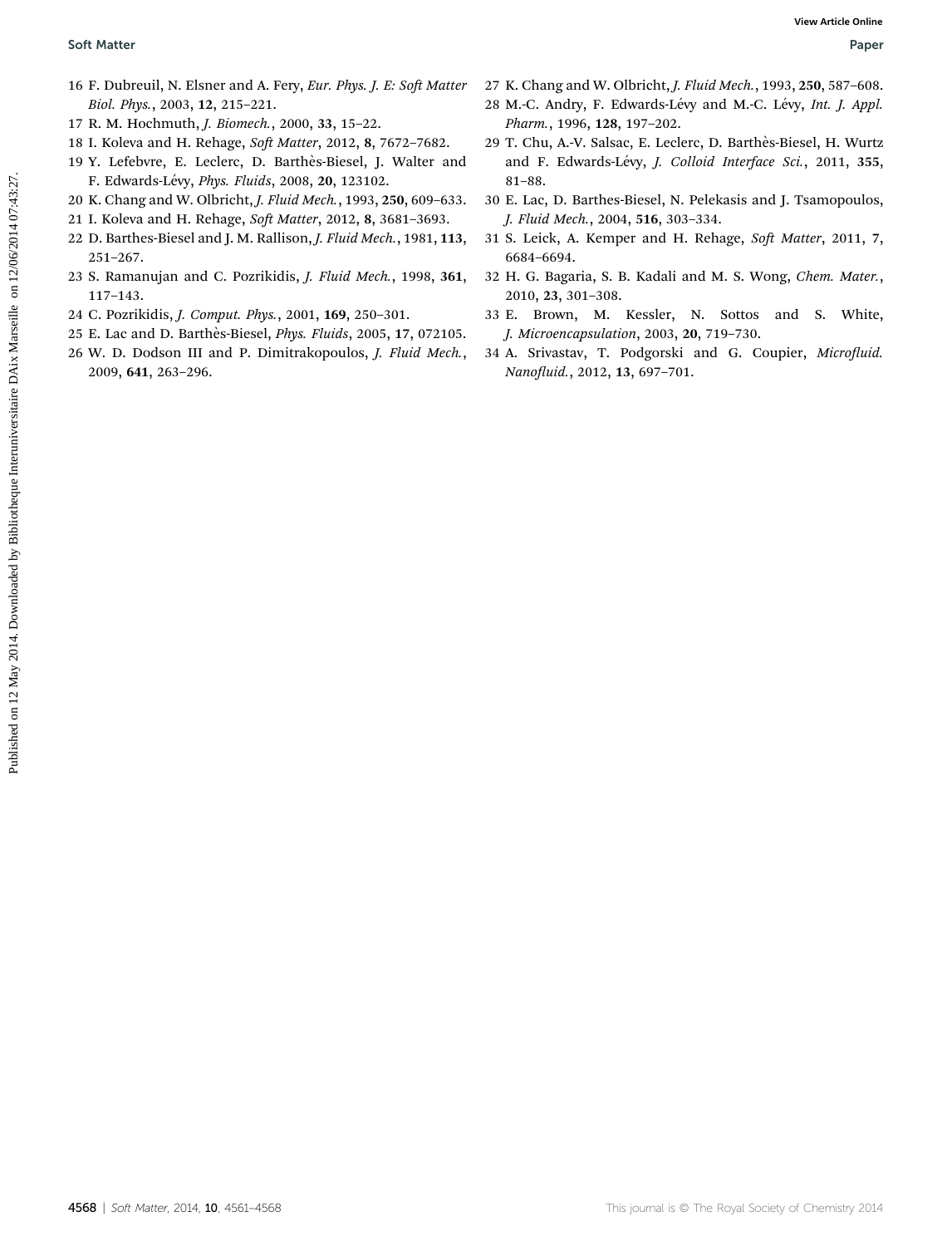16 F. Dubreuil, N. Elsner and A. Fery, *Eur. Phys. J. E: Soft Matter Biol. Phys.*, 2003, **12**, 215–221.
17 R. M. Hochmuth, *J. Biomech.*, 2000, **33**, 15–22.
18 I. Koleva and H. Rehage, *Soft Matter*, 2012, **8**, 7672–7682.
19 Y. Lefebvre, E. Leclerc, D. Barthès-Biesel, J. Walter and F. Edwards-Lévy, *Phys. Fluids*, 2008, **20**, 123102.
20 K. Chang and W. Olbricht, *J. Fluid Mech.*, 1993, **250**, 609–633.
21 I. Koleva and H. Rehage, *Soft Matter*, 2012, **8**, 3681–3693.
22 D. Barthes-Biesel and J. M. Rallison, *J. Fluid Mech.*, 1981, **113**, 251–267.
23 S. Ramanujan and C. Pozrikidis, *J. Fluid Mech.*, 1998, **361**, 117–143.
24 C. Pozrikidis, *J. Comput. Phys.*, 2001, **169**, 250–301.
25 E. Lac and D. Barthès-Biesel, *Phys. Fluids*, 2005, **17**, 072105.
26 W. D. Dodson III and P. Dimitrakopoulos, *J. Fluid Mech.*, 2009, **641**, 263–296.
27 K. Chang and W. Olbricht, *J. Fluid Mech.*, 1993, **250**, 587–608.
28 M.-C. Andry, F. Edwards-Lévy and M.-C. Lévy, *Int. J. Appl. Pharm.*, 1996, **128**, 197–202.
29 T. Chu, A.-V. Salsac, E. Leclerc, D. Barthès-Biesel, H. Wurtz and F. Edwards-Lévy, *J. Colloid Interface Sci.*, 2011, **355**, 81–88.
30 E. Lac, D. Barthes-Biesel, N. Pelekasis and J. Tsamopoulos, *J. Fluid Mech.*, 2004, **516**, 303–334.
31 S. Leick, A. Kemper and H. Rehage, *Soft Matter*, 2011, **7**, 6684–6694.
32 H. G. Bagaria, S. B. Kadali and M. S. Wong, *Chem. Mater.*, 2010, **23**, 301–308.
33 E. Brown, M. Kessler, N. Sottos and S. White, *J. Microencapsulation*, 2003, **20**, 719–730.
34 A. Srivastav, T. Podgorski and G. Coupier, *Microfluid. Nanofluid.*, 2012, **13**, 697–701.